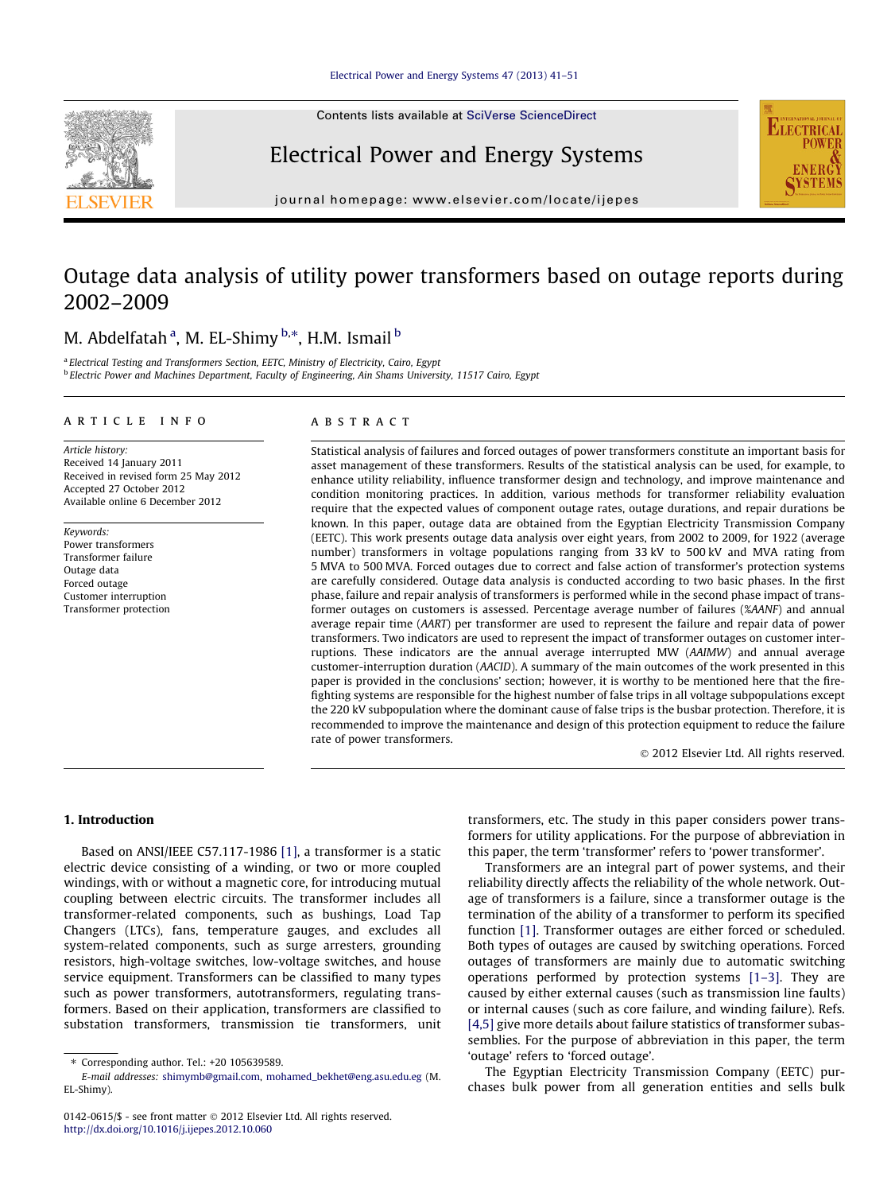# Outage data analysis of utility power transformers based on outage reports during 2002–2009

M. Abdelfatah [a], M. EL-Shimy [b,*], H.M. Ismail [b]

[a] Electrical Testing and Transformers Section, EETC, Ministry of Electricity, Cairo, Egypt
[b] Electric Power and Machines Department, Faculty of Engineering, Ain Shams University, 11517 Cairo, Egypt

**ARTICLE INFO**

*Article history:*
Received 14 January 2011
Received in revised form 25 May 2012
Accepted 27 October 2012
Available online 6 December 2012

*Keywords:*
Power transformers
Transformer failure
Outage data
Forced outage
Customer interruption
Transformer protection

**ABSTRACT**

Statistical analysis of failures and forced outages of power transformers constitute an important basis for asset management of these transformers. Results of the statistical analysis can be used, for example, to enhance utility reliability, influence transformer design and technology, and improve maintenance and condition monitoring practices. In addition, various methods for transformer reliability evaluation require that the expected values of component outage rates, outage durations, and repair durations be known. In this paper, outage data are obtained from the Egyptian Electricity Transmission Company (EETC). This work presents outage data analysis over eight years, from 2002 to 2009, for 1922 (average number) transformers in voltage populations ranging from 33 kV to 500 kV and MVA rating from 5 MVA to 500 MVA. Forced outages due to correct and false action of transformer's protection systems are carefully considered. Outage data analysis is conducted according to two basic phases. In the first phase, failure and repair analysis of transformers is performed while in the second phase impact of transformer outages on customers is assessed. Percentage average number of failures (*%AANF*) and annual average repair time (*AART*) per transformer are used to represent the failure and repair data of power transformers. Two indicators are used to represent the impact of transformer outages on customer interruptions. These indicators are the annual average interrupted MW (*AAIMW*) and annual average customer-interruption duration (*AACID*). A summary of the main outcomes of the work presented in this paper is provided in the conclusions' section; however, it is worthy to be mentioned here that the fire-fighting systems are responsible for the highest number of false trips in all voltage subpopulations except the 220 kV subpopulation where the dominant cause of false trips is the busbar protection. Therefore, it is recommended to improve the maintenance and design of this protection equipment to reduce the failure rate of power transformers.

© 2012 Elsevier Ltd. All rights reserved.

## 1. Introduction

Based on ANSI/IEEE C57.117-1986 [1], a transformer is a static electric device consisting of a winding, or two or more coupled windings, with or without a magnetic core, for introducing mutual coupling between electric circuits. The transformer includes all transformer-related components, such as bushings, Load Tap Changers (LTCs), fans, temperature gauges, and excludes all system-related components, such as surge arresters, grounding resistors, high-voltage switches, low-voltage switches, and house service equipment. Transformers can be classified to many types such as power transformers, autotransformers, regulating transformers. Based on their application, transformers are classified to substation transformers, transmission tie transformers, unit transformers, etc. The study in this paper considers power transformers for utility applications. For the purpose of abbreviation in this paper, the term 'transformer' refers to 'power transformer'.

Transformers are an integral part of power systems, and their reliability directly affects the reliability of the whole network. Outage of transformers is a failure, since a transformer outage is the termination of the ability of a transformer to perform its specified function [1]. Transformer outages are either forced or scheduled. Both types of outages are caused by switching operations. Forced outages of transformers are mainly due to automatic switching operations performed by protection systems [1–3]. They are caused by either external causes (such as transmission line faults) or internal causes (such as core failure, and winding failure). Refs. [4,5] give more details about failure statistics of transformer subassemblies. For the purpose of abbreviation in this paper, the term 'outage' refers to 'forced outage'.

The Egyptian Electricity Transmission Company (EETC) purchases bulk power from all generation entities and sells bulk

* Corresponding author. Tel.: +20 105639589.
E-mail addresses: shimymb@gmail.com, mohamed_bekhet@eng.asu.edu.eg (M. EL-Shimy).

0142-0615/$ - see front matter © 2012 Elsevier Ltd. All rights reserved.
http://dx.doi.org/10.1016/j.ijepes.2012.10.060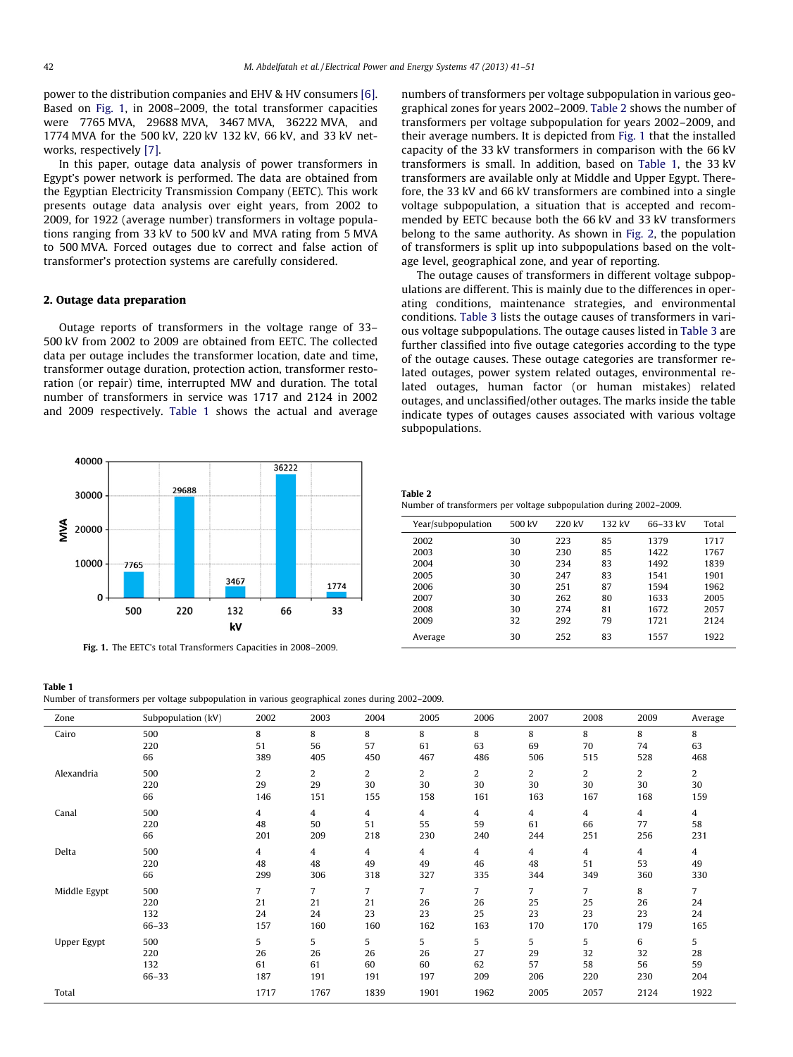power to the distribution companies and EHV & HV consumers [6]. Based on Fig. 1, in 2008–2009, the total transformer capacities were 7765 MVA, 29688 MVA, 3467 MVA, 36222 MVA, and 1774 MVA for the 500 kV, 220 kV 132 kV, 66 kV, and 33 kV networks, respectively [7].

In this paper, outage data analysis of power transformers in Egypt's power network is performed. The data are obtained from the Egyptian Electricity Transmission Company (EETC). This work presents outage data analysis over eight years, from 2002 to 2009, for 1922 (average number) transformers in voltage populations ranging from 33 kV to 500 kV and MVA rating from 5 MVA to 500 MVA. Forced outages due to correct and false action of transformer's protection systems are carefully considered.

## 2. Outage data preparation

Outage reports of transformers in the voltage range of 33–500 kV from 2002 to 2009 are obtained from EETC. The collected data per outage includes the transformer location, date and time, transformer outage duration, protection action, transformer restoration (or repair) time, interrupted MW and duration. The total number of transformers in service was 1717 and 2124 in 2002 and 2009 respectively. Table 1 shows the actual and average numbers of transformers per voltage subpopulation in various geographical zones for years 2002–2009. Table 2 shows the number of transformers per voltage subpopulation for years 2002–2009, and their average numbers. It is depicted from Fig. 1 that the installed capacity of the 33 kV transformers in comparison with the 66 kV transformers is small. In addition, based on Table 1, the 33 kV transformers are available only at Middle and Upper Egypt. Therefore, the 33 kV and 66 kV transformers are combined into a single voltage subpopulation, a situation that is accepted and recommended by EETC because both the 66 kV and 33 kV transformers belong to the same authority. As shown in Fig. 2, the population of transformers is split up into subpopulations based on the voltage level, geographical zone, and year of reporting.

The outage causes of transformers in different voltage subpopulations are different. This is mainly due to the differences in operating conditions, maintenance strategies, and environmental conditions. Table 3 lists the outage causes of transformers in various voltage subpopulations. The outage causes listed in Table 3 are further classified into five outage categories according to the type of the outage causes. These outage categories are transformer related outages, power system related outages, environmental related outages, human factor (or human mistakes) related outages, and unclassified/other outages. The marks inside the table indicate types of outages causes associated with various voltage subpopulations.

| kV | MVA |
|---|---|
| 500 | 7765 |
| 220 | 29688 |
| 132 | 3467 |
| 66 | 36222 |
| 33 | 1774 |

**Fig. 1.** The EETC's total Transformers Capacities in 2008–2009.

**Table 2**
Number of transformers per voltage subpopulation during 2002–2009.

| Year/subpopulation | 500 kV | 220 kV | 132 kV | 66–33 kV | Total |
|---|---|---|---|---|---|
| 2002 | 30 | 223 | 85 | 1379 | 1717 |
| 2003 | 30 | 230 | 85 | 1422 | 1767 |
| 2004 | 30 | 234 | 83 | 1492 | 1839 |
| 2005 | 30 | 247 | 83 | 1541 | 1901 |
| 2006 | 30 | 251 | 87 | 1594 | 1962 |
| 2007 | 30 | 262 | 80 | 1633 | 2005 |
| 2008 | 30 | 274 | 81 | 1672 | 2057 |
| 2009 | 32 | 292 | 79 | 1721 | 2124 |
| Average | 30 | 252 | 83 | 1557 | 1922 |

**Table 1**
Number of transformers per voltage subpopulation in various geographical zones during 2002–2009.

| Zone | Subpopulation (kV) | 2002 | 2003 | 2004 | 2005 | 2006 | 2007 | 2008 | 2009 | Average |
|---|---|---|---|---|---|---|---|---|---|---|
| Cairo | 500 | 8 | 8 | 8 | 8 | 8 | 8 | 8 | 8 | 8 |
| | 220 | 51 | 56 | 57 | 61 | 63 | 69 | 70 | 74 | 63 |
| | 66 | 389 | 405 | 450 | 467 | 486 | 506 | 515 | 528 | 468 |
| Alexandria | 500 | 2 | 2 | 2 | 2 | 2 | 2 | 2 | 2 | 2 |
| | 220 | 29 | 29 | 30 | 30 | 30 | 30 | 30 | 30 | 30 |
| | 66 | 146 | 151 | 155 | 158 | 161 | 163 | 167 | 168 | 159 |
| Canal | 500 | 4 | 4 | 4 | 4 | 4 | 4 | 4 | 4 | 4 |
| | 220 | 48 | 50 | 51 | 55 | 59 | 61 | 66 | 77 | 58 |
| | 66 | 201 | 209 | 218 | 230 | 240 | 244 | 251 | 256 | 231 |
| Delta | 500 | 4 | 4 | 4 | 4 | 4 | 4 | 4 | 4 | 4 |
| | 220 | 48 | 48 | 49 | 49 | 46 | 48 | 51 | 53 | 49 |
| | 66 | 299 | 306 | 318 | 327 | 335 | 344 | 349 | 360 | 330 |
| Middle Egypt | 500 | 7 | 7 | 7 | 7 | 7 | 7 | 7 | 8 | 7 |
| | 220 | 21 | 21 | 21 | 26 | 26 | 25 | 25 | 26 | 24 |
| | 132 | 24 | 24 | 23 | 23 | 25 | 23 | 23 | 23 | 24 |
| | 66–33 | 157 | 160 | 160 | 162 | 163 | 170 | 170 | 179 | 165 |
| Upper Egypt | 500 | 5 | 5 | 5 | 5 | 5 | 5 | 5 | 6 | 5 |
| | 220 | 26 | 26 | 26 | 26 | 27 | 29 | 32 | 32 | 28 |
| | 132 | 61 | 61 | 60 | 60 | 62 | 57 | 58 | 56 | 59 |
| | 66–33 | 187 | 191 | 191 | 197 | 209 | 206 | 220 | 230 | 204 |
| Total | | 1717 | 1767 | 1839 | 1901 | 1962 | 2005 | 2057 | 2124 | 1922 |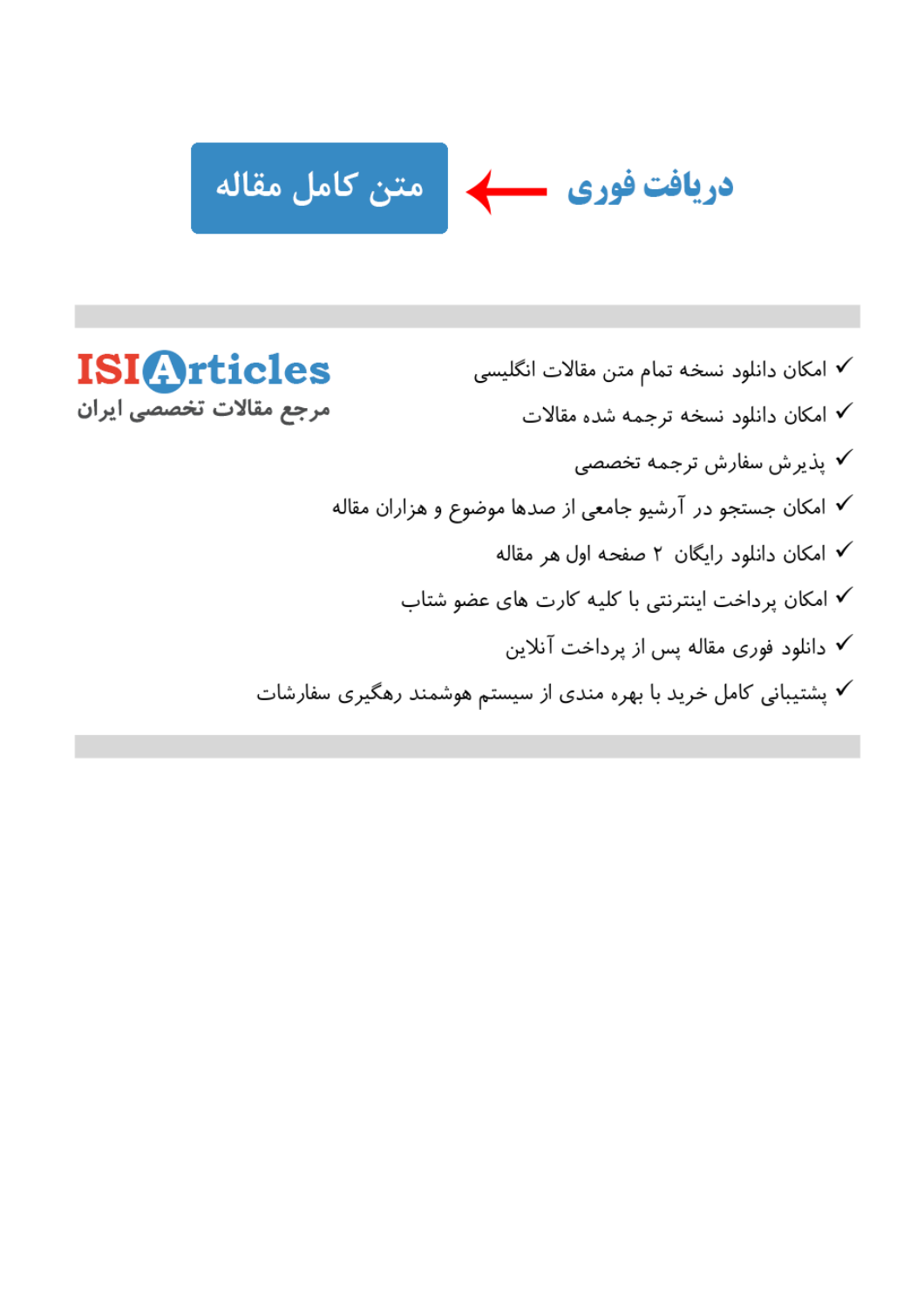دریافت فوری ← متن کامل مقاله

ISIArticles

مرجع مقالات تخصصی ایران

- ✓ امکان دانلود نسخه تمام متن مقالات انگلیسی
- ✓ امکان دانلود نسخه ترجمه شده مقالات
- ✓ پذیرش سفارش ترجمه تخصصی
- ✓ امکان جستجو در آرشیو جامعی از صدها موضوع و هزاران مقاله
- ✓ امکان دانلود رایگان ۲ صفحه اول هر مقاله
- ✓ امکان پرداخت اینترنتی با کلیه کارت های عضو شتاب
- ✓ دانلود فوری مقاله پس از پرداخت آنلاین
- ✓ پشتیبانی کامل خرید با بهره مندی از سیستم هوشمند رهگیری سفارشات